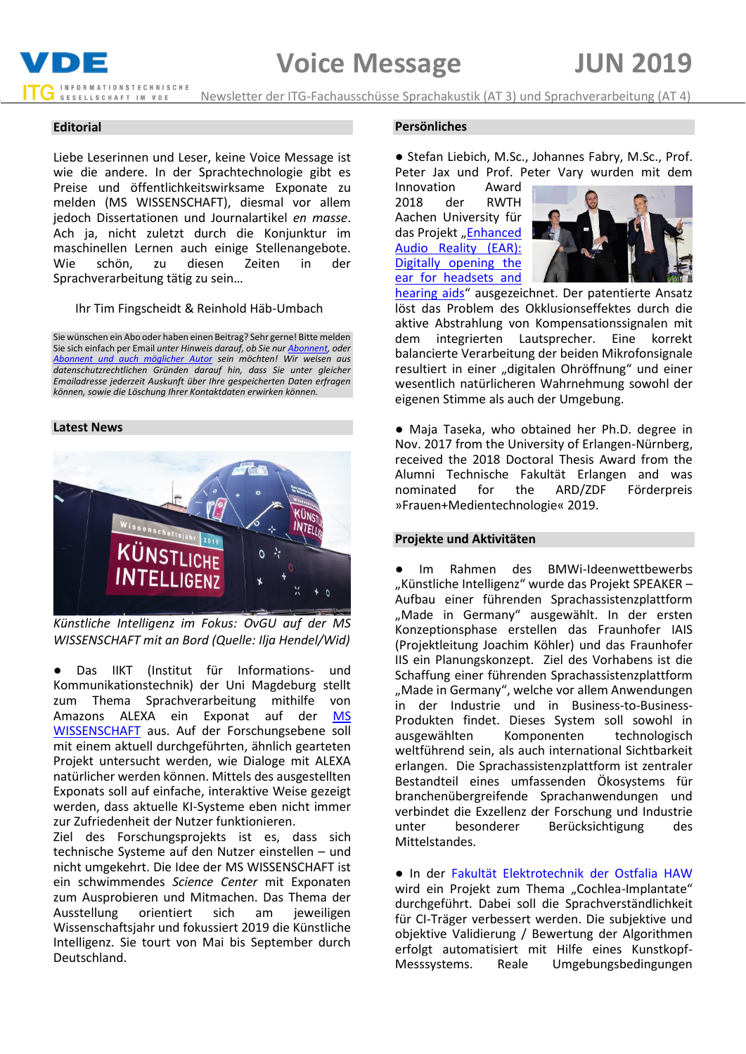# Voice Message — JUN 2019

Newsletter der ITG-Fachausschüsse Sprachakustik (AT 3) und Sprachverarbeitung (AT 4)

## Editorial

Liebe Leserinnen und Leser, keine Voice Message ist wie die andere. In der Sprachtechnologie gibt es Preise und öffentlichkeitswirksame Exponate zu melden (MS WISSENSCHAFT), diesmal vor allem jedoch Dissertationen und Journalartikel *en masse*. Ach ja, nicht zuletzt durch die Konjunktur im maschinellen Lernen auch einige Stellenangebote. Wie schön, zu diesen Zeiten in der Sprachverarbeitung tätig zu sein…

Ihr Tim Fingscheidt & Reinhold Häb-Umbach

Sie wünschen ein Abo oder haben einen Beitrag? Sehr gerne! Bitte melden Sie sich einfach per Email *unter Hinweis darauf, ob Sie nur Abonnent, oder Abonnent und auch möglicher Autor sein möchten! Wir weisen aus datenschutzrechtlichen Gründen darauf hin, dass Sie unter gleicher Emailadresse jederzeit Auskunft über Ihre gespeicherten Daten erfragen können, sowie die Löschung Ihrer Kontaktdaten erwirken können.*

## Latest News

*Künstliche Intelligenz im Fokus: OvGU auf der MS WISSENSCHAFT mit an Bord (Quelle: Ilja Hendel/Wid)*

● Das IIKT (Institut für Informations- und Kommunikationstechnik) der Uni Magdeburg stellt zum Thema Sprachverarbeitung mithilfe von Amazons ALEXA ein Exponat auf der MS WISSENSCHAFT aus. Auf der Forschungsebene soll mit einem aktuell durchgeführten, ähnlich gearteten Projekt untersucht werden, wie Dialoge mit ALEXA natürlicher werden können. Mittels des ausgestellten Exponats soll auf einfache, interaktive Weise gezeigt werden, dass aktuelle KI-Systeme eben nicht immer zur Zufriedenheit der Nutzer funktionieren.
Ziel des Forschungsprojekts ist es, dass sich technische Systeme auf den Nutzer einstellen – und nicht umgekehrt. Die Idee der MS WISSENSCHAFT ist ein schwimmendes *Science Center* mit Exponaten zum Ausprobieren und Mitmachen. Das Thema der Ausstellung orientiert sich am jeweiligen Wissenschaftsjahr und fokussiert 2019 die Künstliche Intelligenz. Sie tourt von Mai bis September durch Deutschland.

## Persönliches

● Stefan Liebich, M.Sc., Johannes Fabry, M.Sc., Prof. Peter Jax und Prof. Peter Vary wurden mit dem Innovation Award 2018 der RWTH Aachen University für das Projekt „Enhanced Audio Reality (EAR): Digitally opening the ear for headsets and hearing aids" ausgezeichnet. Der patentierte Ansatz löst das Problem des Okklusionseffektes durch die aktive Abstrahlung von Kompensationssignalen mit dem integrierten Lautsprecher. Eine korrekt balancierte Verarbeitung der beiden Mikrofonsignale resultiert in einer „digitalen Ohröffnung" und einer wesentlich natürlicheren Wahrnehmung sowohl der eigenen Stimme als auch der Umgebung.

● Maja Taseka, who obtained her Ph.D. degree in Nov. 2017 from the University of Erlangen-Nürnberg, received the 2018 Doctoral Thesis Award from the Alumni Technische Fakultät Erlangen and was nominated for the ARD/ZDF Förderpreis »Frauen+Medientechnologie« 2019.

## Projekte und Aktivitäten

● Im Rahmen des BMWi-Ideenwettbewerbs „Künstliche Intelligenz" wurde das Projekt SPEAKER – Aufbau einer führenden Sprachassistenzplattform „Made in Germany" ausgewählt. In der ersten Konzeptionsphase erstellen das Fraunhofer IAIS (Projektleitung Joachim Köhler) und das Fraunhofer IIS ein Planungskonzept. Ziel des Vorhabens ist die Schaffung einer führenden Sprachassistenzplattform „Made in Germany", welche vor allem Anwendungen in der Industrie und in Business-to-Business-Produkten findet. Dieses System soll sowohl in ausgewählten Komponenten technologisch weltführend sein, als auch international Sichtbarkeit erlangen. Die Sprachassistenzplattform ist zentraler Bestandteil eines umfassenden Ökosystems für branchenübergreifende Sprachanwendungen und verbindet die Exzellenz der Forschung und Industrie unter besonderer Berücksichtigung des Mittelstandes.

● In der Fakultät Elektrotechnik der Ostfalia HAW wird ein Projekt zum Thema „Cochlea-Implantate" durchgeführt. Dabei soll die Sprachverständlichkeit für CI-Träger verbessert werden. Die subjektive und objektive Validierung / Bewertung der Algorithmen erfolgt automatisiert mit Hilfe eines Kunstkopf-Messsystems. Reale Umgebungsbedingungen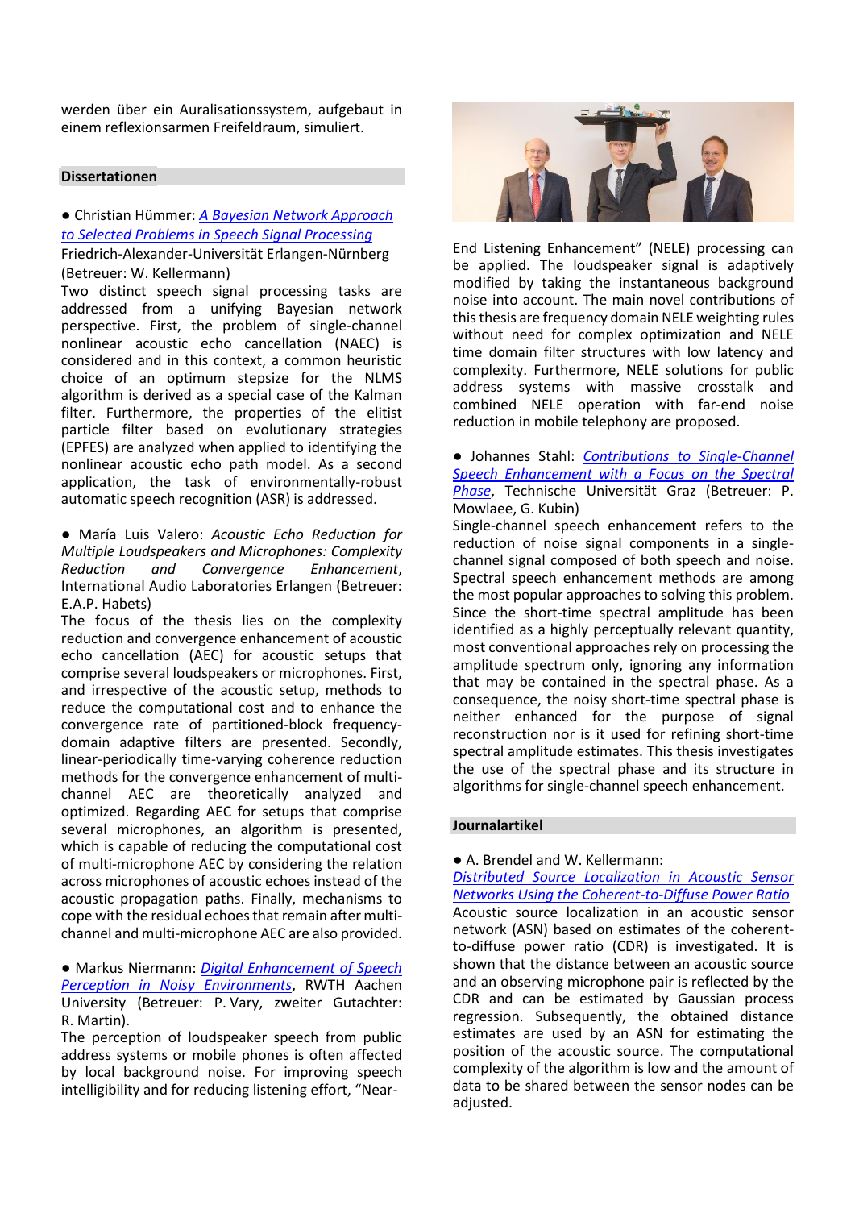werden über ein Auralisationssystem, aufgebaut in einem reflexionsarmen Freifeldraum, simuliert.

## Dissertationen

● Christian Hümmer: [A Bayesian Network Approach to Selected Problems in Speech Signal Processing]() Friedrich-Alexander-Universität Erlangen-Nürnberg (Betreuer: W. Kellermann)

Two distinct speech signal processing tasks are addressed from a unifying Bayesian network perspective. First, the problem of single-channel nonlinear acoustic echo cancellation (NAEC) is considered and in this context, a common heuristic choice of an optimum stepsize for the NLMS algorithm is derived as a special case of the Kalman filter. Furthermore, the properties of the elitist particle filter based on evolutionary strategies (EPFES) are analyzed when applied to identifying the nonlinear acoustic echo path model. As a second application, the task of environmentally-robust automatic speech recognition (ASR) is addressed.

● María Luis Valero: *Acoustic Echo Reduction for Multiple Loudspeakers and Microphones: Complexity Reduction and Convergence Enhancement*, International Audio Laboratories Erlangen (Betreuer: E.A.P. Habets)

The focus of the thesis lies on the complexity reduction and convergence enhancement of acoustic echo cancellation (AEC) for acoustic setups that comprise several loudspeakers or microphones. First, and irrespective of the acoustic setup, methods to reduce the computational cost and to enhance the convergence rate of partitioned-block frequency-domain adaptive filters are presented. Secondly, linear-periodically time-varying coherence reduction methods for the convergence enhancement of multi-channel AEC are theoretically analyzed and optimized. Regarding AEC for setups that comprise several microphones, an algorithm is presented, which is capable of reducing the computational cost of multi-microphone AEC by considering the relation across microphones of acoustic echoes instead of the acoustic propagation paths. Finally, mechanisms to cope with the residual echoes that remain after multi-channel and multi-microphone AEC are also provided.

● Markus Niermann: [Digital Enhancement of Speech Perception in Noisy Environments](), RWTH Aachen University (Betreuer: P. Vary, zweiter Gutachter: R. Martin).

The perception of loudspeaker speech from public address systems or mobile phones is often affected by local background noise. For improving speech intelligibility and for reducing listening effort, "Near-End Listening Enhancement" (NELE) processing can be applied. The loudspeaker signal is adaptively modified by taking the instantaneous background noise into account. The main novel contributions of this thesis are frequency domain NELE weighting rules without need for complex optimization and NELE time domain filter structures with low latency and complexity. Furthermore, NELE solutions for public address systems with massive crosstalk and combined NELE operation with far-end noise reduction in mobile telephony are proposed.

● Johannes Stahl: [Contributions to Single-Channel Speech Enhancement with a Focus on the Spectral Phase](), Technische Universität Graz (Betreuer: P. Mowlaee, G. Kubin)

Single-channel speech enhancement refers to the reduction of noise signal components in a single-channel signal composed of both speech and noise. Spectral speech enhancement methods are among the most popular approaches to solving this problem. Since the short-time spectral amplitude has been identified as a highly perceptually relevant quantity, most conventional approaches rely on processing the amplitude spectrum only, ignoring any information that may be contained in the spectral phase. As a consequence, the noisy short-time spectral phase is neither enhanced for the purpose of signal reconstruction nor is it used for refining short-time spectral amplitude estimates. This thesis investigates the use of the spectral phase and its structure in algorithms for single-channel speech enhancement.

## Journalartikel

● A. Brendel and W. Kellermann: [Distributed Source Localization in Acoustic Sensor Networks Using the Coherent-to-Diffuse Power Ratio]()

Acoustic source localization in an acoustic sensor network (ASN) based on estimates of the coherent-to-diffuse power ratio (CDR) is investigated. It is shown that the distance between an acoustic source and an observing microphone pair is reflected by the CDR and can be estimated by Gaussian process regression. Subsequently, the obtained distance estimates are used by an ASN for estimating the position of the acoustic source. The computational complexity of the algorithm is low and the amount of data to be shared between the sensor nodes can be adjusted.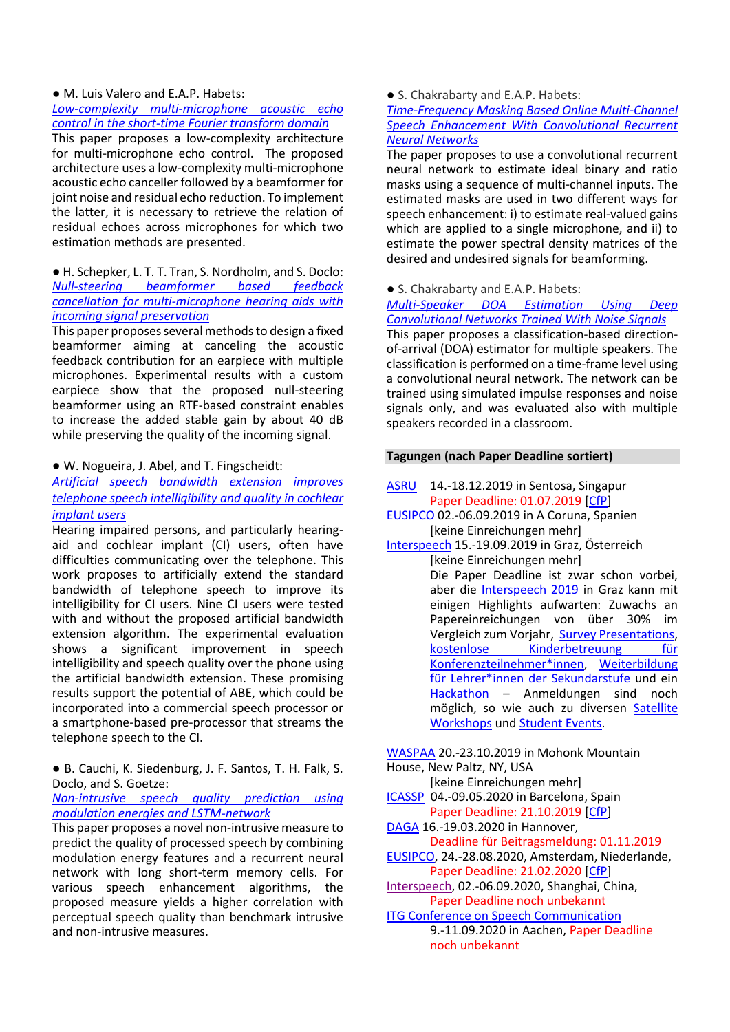● M. Luis Valero and E.A.P. Habets:
*Low-complexity multi-microphone acoustic echo control in the short-time Fourier transform domain*
This paper proposes a low-complexity architecture for multi-microphone echo control. The proposed architecture uses a low-complexity multi-microphone acoustic echo canceller followed by a beamformer for joint noise and residual echo reduction. To implement the latter, it is necessary to retrieve the relation of residual echoes across microphones for which two estimation methods are presented.

● H. Schepker, L. T. T. Tran, S. Nordholm, and S. Doclo:
*Null-steering beamformer based feedback cancellation for multi-microphone hearing aids with incoming signal preservation*
This paper proposes several methods to design a fixed beamformer aiming at canceling the acoustic feedback contribution for an earpiece with multiple microphones. Experimental results with a custom earpiece show that the proposed null-steering beamformer using an RTF-based constraint enables to increase the added stable gain by about 40 dB while preserving the quality of the incoming signal.

● W. Nogueira, J. Abel, and T. Fingscheidt:
*Artificial speech bandwidth extension improves telephone speech intelligibility and quality in cochlear implant users*
Hearing impaired persons, and particularly hearing-aid and cochlear implant (CI) users, often have difficulties communicating over the telephone. This work proposes to artificially extend the standard bandwidth of telephone speech to improve its intelligibility for CI users. Nine CI users were tested with and without the proposed artificial bandwidth extension algorithm. The experimental evaluation shows a significant improvement in speech intelligibility and speech quality over the phone using the artificial bandwidth extension. These promising results support the potential of ABE, which could be incorporated into a commercial speech processor or a smartphone-based pre-processor that streams the telephone speech to the CI.

● B. Cauchi, K. Siedenburg, J. F. Santos, T. H. Falk, S. Doclo, and S. Goetze:
*Non-intrusive speech quality prediction using modulation energies and LSTM-network*
This paper proposes a novel non-intrusive measure to predict the quality of processed speech by combining modulation energy features and a recurrent neural network with long short-term memory cells. For various speech enhancement algorithms, the proposed measure yields a higher correlation with perceptual speech quality than benchmark intrusive and non-intrusive measures.

● S. Chakrabarty and E.A.P. Habets:
*Time-Frequency Masking Based Online Multi-Channel Speech Enhancement With Convolutional Recurrent Neural Networks*
The paper proposes to use a convolutional recurrent neural network to estimate ideal binary and ratio masks using a sequence of multi-channel inputs. The estimated masks are used in two different ways for speech enhancement: i) to estimate real-valued gains which are applied to a single microphone, and ii) to estimate the power spectral density matrices of the desired and undesired signals for beamforming.

● S. Chakrabarty and E.A.P. Habets:
*Multi-Speaker DOA Estimation Using Deep Convolutional Networks Trained With Noise Signals*
This paper proposes a classification-based direction-of-arrival (DOA) estimator for multiple speakers. The classification is performed on a time-frame level using a convolutional neural network. The network can be trained using simulated impulse responses and noise signals only, and was evaluated also with multiple speakers recorded in a classroom.

## Tagungen (nach Paper Deadline sortiert)

ASRU 14.-18.12.2019 in Sentosa, Singapur
Paper Deadline: 01.07.2019 [CfP]

EUSIPCO 02.-06.09.2019 in A Coruna, Spanien
[keine Einreichungen mehr]

Interspeech 15.-19.09.2019 in Graz, Österreich
[keine Einreichungen mehr]
Die Paper Deadline ist zwar schon vorbei, aber die Interspeech 2019 in Graz kann mit einigen Highlights aufwarten: Zuwachs an Papereinreichungen von über 30% im Vergleich zum Vorjahr, Survey Presentations, kostenlose Kinderbetreuung für Konferenzteilnehmer*innen, Weiterbildung für Lehrer*innen der Sekundarstufe und ein Hackathon – Anmeldungen sind noch möglich, so wie auch zu diversen Satellite Workshops und Student Events.

WASPAA 20.-23.10.2019 in Mohonk Mountain House, New Paltz, NY, USA
[keine Einreichungen mehr]

ICASSP 04.-09.05.2020 in Barcelona, Spain
Paper Deadline: 21.10.2019 [CfP]

DAGA 16.-19.03.2020 in Hannover,
Deadline für Beitragsmeldung: 01.11.2019

EUSIPCO, 24.-28.08.2020, Amsterdam, Niederlande,
Paper Deadline: 21.02.2020 [CfP]

Interspeech, 02.-06.09.2020, Shanghai, China,
Paper Deadline noch unbekannt

ITG Conference on Speech Communication
9.-11.09.2020 in Aachen, Paper Deadline noch unbekannt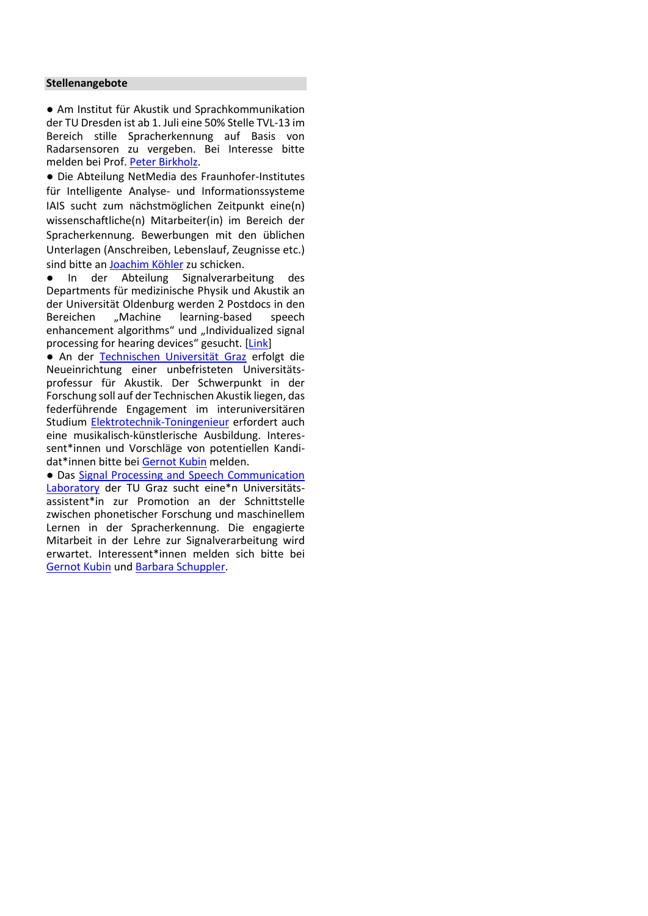## Stellenangebote

- Am Institut für Akustik und Sprachkommunikation der TU Dresden ist ab 1. Juli eine 50% Stelle TVL-13 im Bereich stille Spracherkennung auf Basis von Radarsensoren zu vergeben. Bei Interesse bitte melden bei Prof. Peter Birkholz.
- Die Abteilung NetMedia des Fraunhofer-Institutes für Intelligente Analyse- und Informationssysteme IAIS sucht zum nächstmöglichen Zeitpunkt eine(n) wissenschaftliche(n) Mitarbeiter(in) im Bereich der Spracherkennung. Bewerbungen mit den üblichen Unterlagen (Anschreiben, Lebenslauf, Zeugnisse etc.) sind bitte an Joachim Köhler zu schicken.
- In der Abteilung Signalverarbeitung des Departments für medizinische Physik und Akustik an der Universität Oldenburg werden 2 Postdocs in den Bereichen „Machine learning-based speech enhancement algorithms" und „Individualized signal processing for hearing devices" gesucht. [Link]
- An der Technischen Universität Graz erfolgt die Neueinrichtung einer unbefristeten Universitätsprofessur für Akustik. Der Schwerpunkt in der Forschung soll auf der Technischen Akustik liegen, das federführende Engagement im interuniversitären Studium Elektrotechnik-Toningenieur erfordert auch eine musikalisch-künstlerische Ausbildung. Interessent*innen und Vorschläge von potentiellen Kandidat*innen bitte bei Gernot Kubin melden.
- Das Signal Processing and Speech Communication Laboratory der TU Graz sucht eine*n Universitätsassistent*in zur Promotion an der Schnittstelle zwischen phonetischer Forschung und maschinellem Lernen in der Spracherkennung. Die engagierte Mitarbeit in der Lehre zur Signalverarbeitung wird erwartet. Interessent*innen melden sich bitte bei Gernot Kubin und Barbara Schuppler.